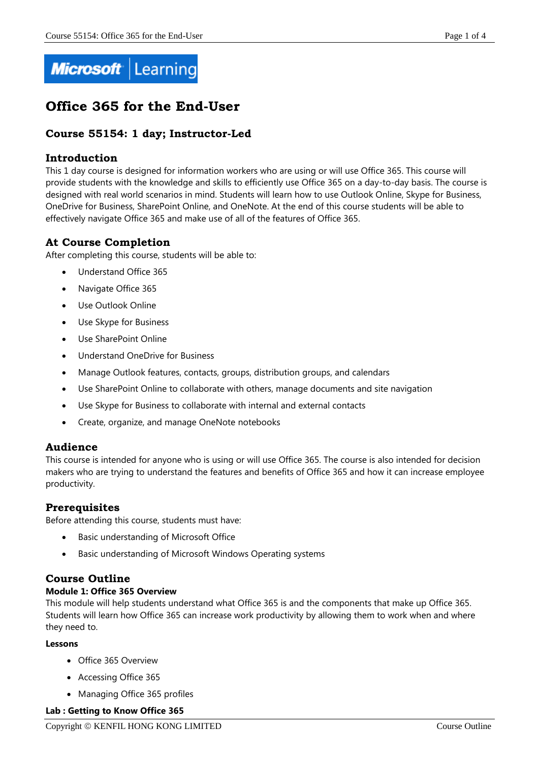# Office 365 for the End-User

## Course 55154: 1 day; Instructor-Led

### Introduction

This 1 day course is designed for information workers who are using or will use Office 365. This course will provide students with the knowledge and skills to efficiently use Office 365 on a day-to-day basis. The course is designed with real world scenarios in mind. Students will learn how to use Outlook Online, Skype for Business, OneDrive for Business, SharePoint Online, and OneNote. At the end of this course students will be able to effectively navigate Office 365 and make use of all of the features of Office 365.

### At Course Completion

After completing this course, students will be able to:

- Understand Office 365
- Navigate Office 365
- Use Outlook Online
- Use Skype for Business
- Use SharePoint Online
- Understand OneDrive for Business
- Manage Outlook features, contacts, groups, distribution groups, and calendars
- Use SharePoint Online to collaborate with others, manage documents and site navigation
- Use Skype for Business to collaborate with internal and external contacts
- Create, organize, and manage OneNote notebooks

### Audience

This course is intended for anyone who is using or will use Office 365. The course is also intended for decision makers who are trying to understand the features and benefits of Office 365 and how it can increase employee productivity.

### Prerequisites

Before attending this course, students must have:

- Basic understanding of Microsoft Office
- Basic understanding of Microsoft Windows Operating systems

### Course Outline

**Module 1: Office 365 Overview**

This module will help students understand what Office 365 is and the components that make up Office 365. Students will learn how Office 365 can increase work productivity by allowing them to work when and where they need to.

**Lessons**

- Office 365 Overview
- Accessing Office 365
- Managing Office 365 profiles

**Lab : Getting to Know Office 365**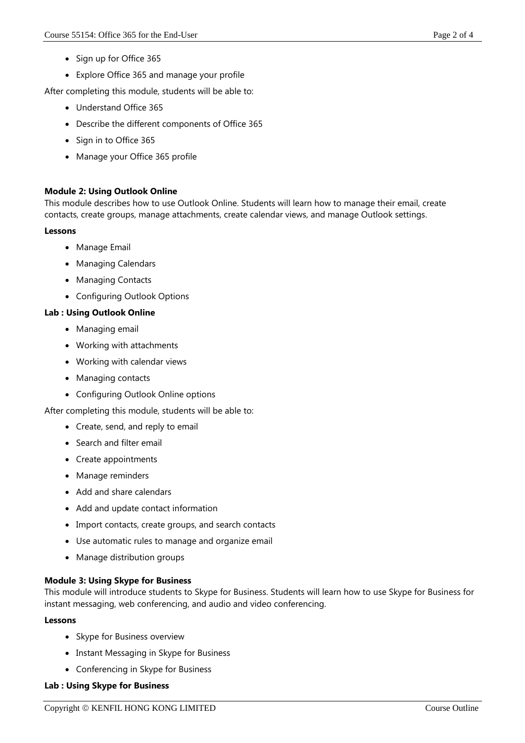- Sign up for Office 365
- Explore Office 365 and manage your profile

After completing this module, students will be able to:

- Understand Office 365
- Describe the different components of Office 365
- Sign in to Office 365
- Manage your Office 365 profile

**Module 2: Using Outlook Online**

This module describes how to use Outlook Online. Students will learn how to manage their email, create contacts, create groups, manage attachments, create calendar views, and manage Outlook settings.

**Lessons**

- Manage Email
- Managing Calendars
- Managing Contacts
- Configuring Outlook Options

**Lab : Using Outlook Online**

- Managing email
- Working with attachments
- Working with calendar views
- Managing contacts
- Configuring Outlook Online options

After completing this module, students will be able to:

- Create, send, and reply to email
- Search and filter email
- Create appointments
- Manage reminders
- Add and share calendars
- Add and update contact information
- Import contacts, create groups, and search contacts
- Use automatic rules to manage and organize email
- Manage distribution groups

**Module 3: Using Skype for Business**

This module will introduce students to Skype for Business. Students will learn how to use Skype for Business for instant messaging, web conferencing, and audio and video conferencing.

**Lessons**

- Skype for Business overview
- Instant Messaging in Skype for Business
- Conferencing in Skype for Business

**Lab : Using Skype for Business**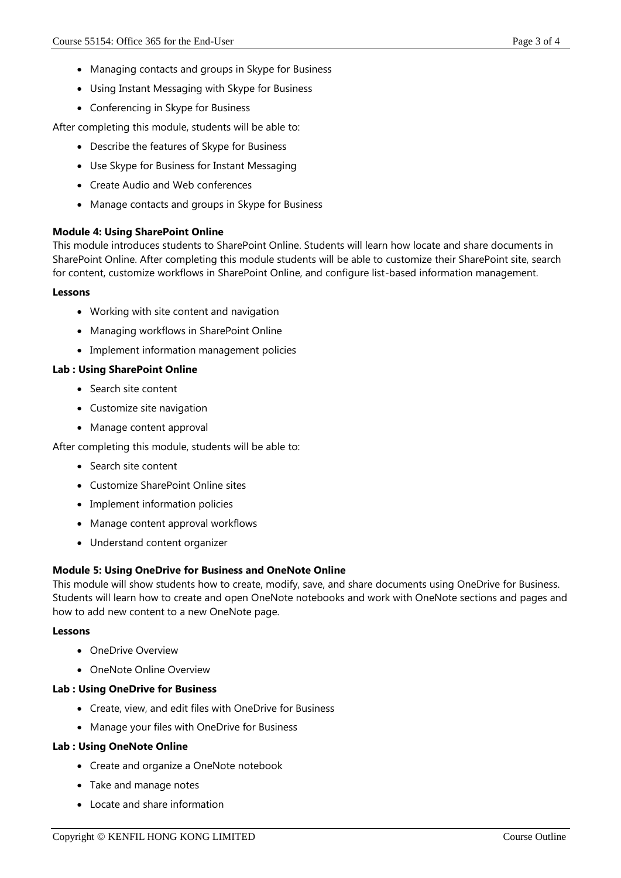- Managing contacts and groups in Skype for Business
- Using Instant Messaging with Skype for Business
- Conferencing in Skype for Business

After completing this module, students will be able to:

- Describe the features of Skype for Business
- Use Skype for Business for Instant Messaging
- Create Audio and Web conferences
- Manage contacts and groups in Skype for Business

**Module 4: Using SharePoint Online**

This module introduces students to SharePoint Online. Students will learn how locate and share documents in SharePoint Online. After completing this module students will be able to customize their SharePoint site, search for content, customize workflows in SharePoint Online, and configure list-based information management.

**Lessons**

- Working with site content and navigation
- Managing workflows in SharePoint Online
- Implement information management policies

**Lab : Using SharePoint Online**

- Search site content
- Customize site navigation
- Manage content approval

After completing this module, students will be able to:

- Search site content
- Customize SharePoint Online sites
- Implement information policies
- Manage content approval workflows
- Understand content organizer

**Module 5: Using OneDrive for Business and OneNote Online**

This module will show students how to create, modify, save, and share documents using OneDrive for Business. Students will learn how to create and open OneNote notebooks and work with OneNote sections and pages and how to add new content to a new OneNote page.

**Lessons**

- OneDrive Overview
- OneNote Online Overview

**Lab : Using OneDrive for Business**

- Create, view, and edit files with OneDrive for Business
- Manage your files with OneDrive for Business

**Lab : Using OneNote Online**

- Create and organize a OneNote notebook
- Take and manage notes
- Locate and share information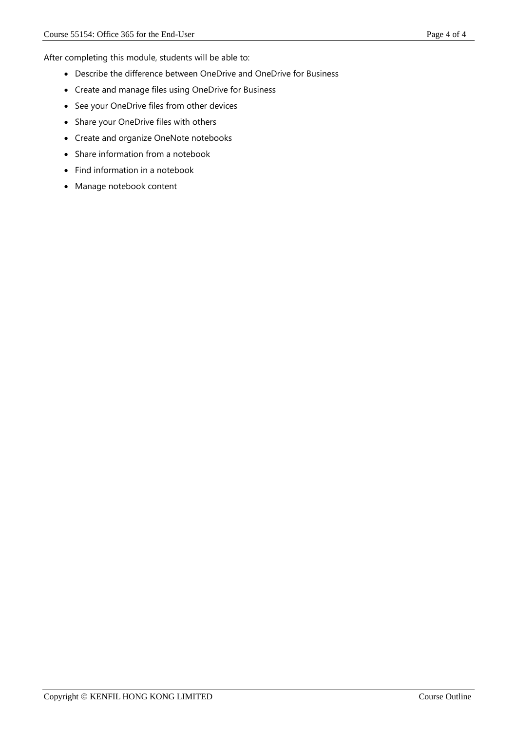After completing this module, students will be able to:

- Describe the difference between OneDrive and OneDrive for Business
- Create and manage files using OneDrive for Business
- See your OneDrive files from other devices
- Share your OneDrive files with others
- Create and organize OneNote notebooks
- Share information from a notebook
- Find information in a notebook
- Manage notebook content